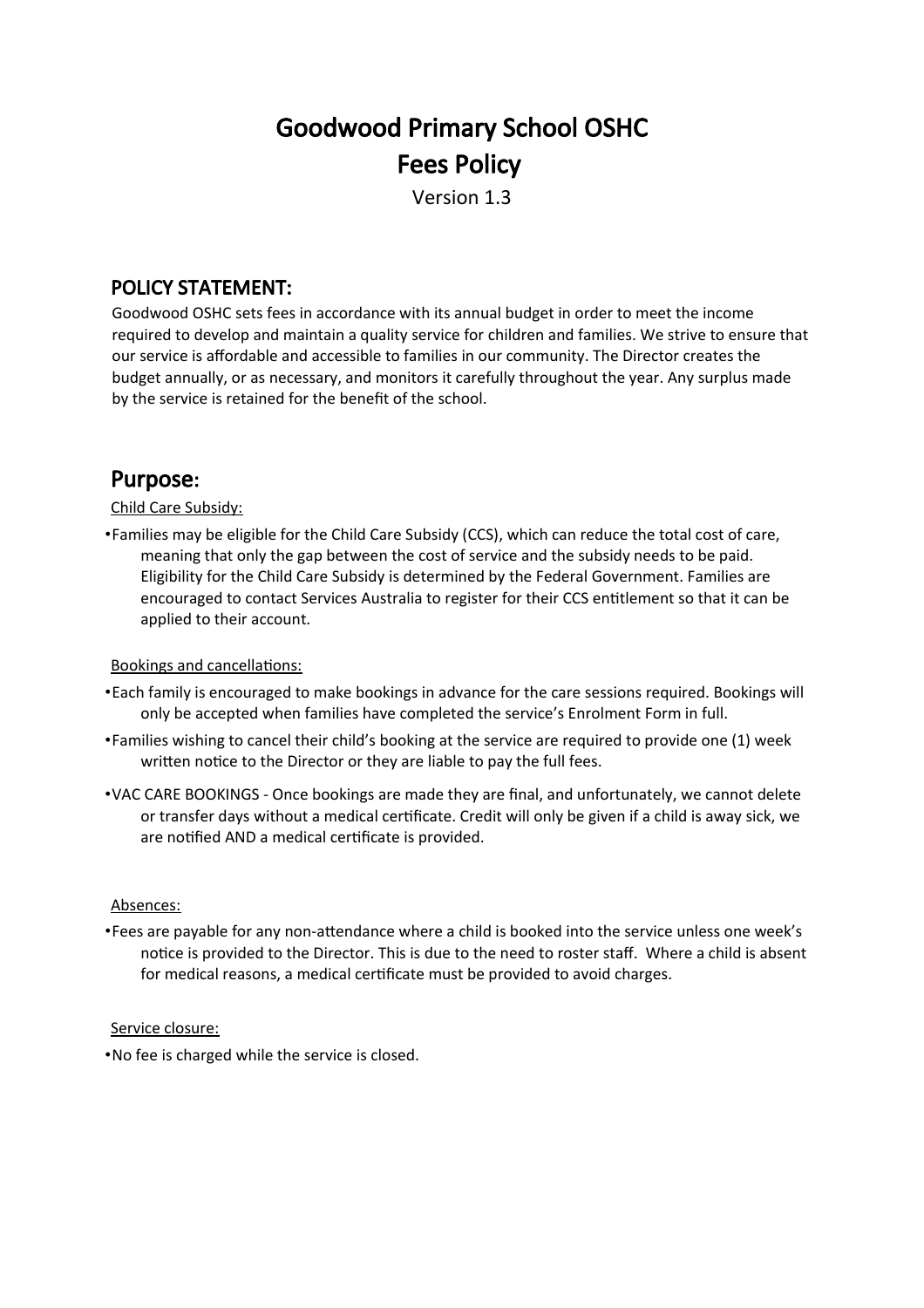# Goodwood Primary School OSHC
# Fees Policy

Version 1.3

## POLICY STATEMENT:

Goodwood OSHC sets fees in accordance with its annual budget in order to meet the income required to develop and maintain a quality service for children and families. We strive to ensure that our service is affordable and accessible to families in our community. The Director creates the budget annually, or as necessary, and monitors it carefully throughout the year. Any surplus made by the service is retained for the benefit of the school.

## Purpose:

<u>Child Care Subsidy:</u>

- Families may be eligible for the Child Care Subsidy (CCS), which can reduce the total cost of care, meaning that only the gap between the cost of service and the subsidy needs to be paid. Eligibility for the Child Care Subsidy is determined by the Federal Government. Families are encouraged to contact Services Australia to register for their CCS entitlement so that it can be applied to their account.

<u>Bookings and cancellations:</u>

- Each family is encouraged to make bookings in advance for the care sessions required. Bookings will only be accepted when families have completed the service's Enrolment Form in full.
- Families wishing to cancel their child's booking at the service are required to provide one (1) week written notice to the Director or they are liable to pay the full fees.
- VAC CARE BOOKINGS - Once bookings are made they are final, and unfortunately, we cannot delete or transfer days without a medical certificate. Credit will only be given if a child is away sick, we are notified AND a medical certificate is provided.

<u>Absences:</u>

- Fees are payable for any non-attendance where a child is booked into the service unless one week's notice is provided to the Director. This is due to the need to roster staff. Where a child is absent for medical reasons, a medical certificate must be provided to avoid charges.

<u>Service closure:</u>

- No fee is charged while the service is closed.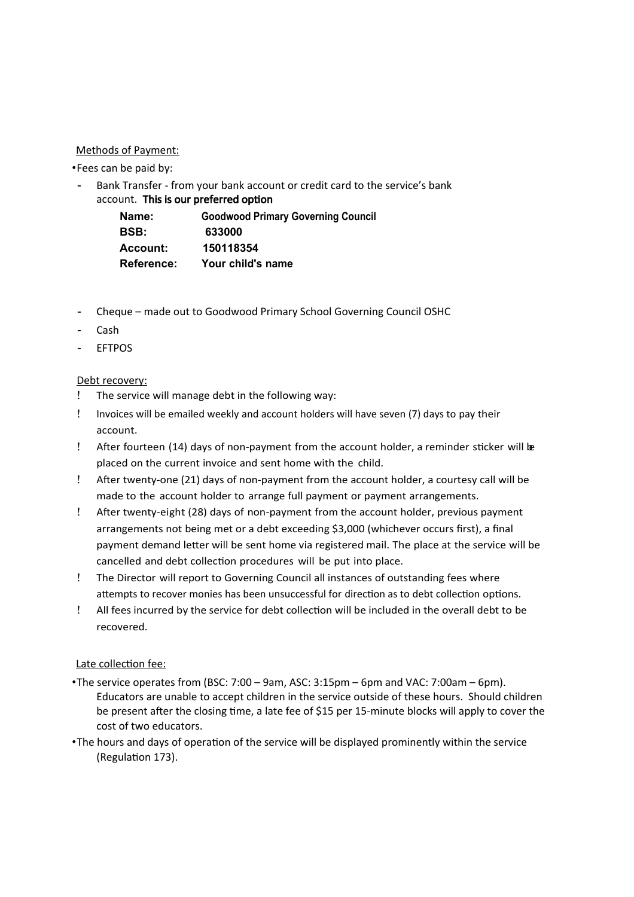Methods of Payment:

- Fees can be paid by:
  - Bank Transfer - from your bank account or credit card to the service's bank account. **This is our preferred option**

| | |
|---|---|
| **Name:** | **Goodwood Primary Governing Council** |
| **BSB:** | **633000** |
| **Account:** | **150118354** |
| **Reference:** | **Your child's name** |

  - Cheque – made out to Goodwood Primary School Governing Council OSHC
  - Cash
  - EFTPOS

Debt recovery:

- The service will manage debt in the following way:
- Invoices will be emailed weekly and account holders will have seven (7) days to pay their account.
- After fourteen (14) days of non-payment from the account holder, a reminder sticker will be placed on the current invoice and sent home with the child.
- After twenty-one (21) days of non-payment from the account holder, a courtesy call will be made to the account holder to arrange full payment or payment arrangements.
- After twenty-eight (28) days of non-payment from the account holder, previous payment arrangements not being met or a debt exceeding $3,000 (whichever occurs first), a final payment demand letter will be sent home via registered mail. The place at the service will be cancelled and debt collection procedures will be put into place.
- The Director will report to Governing Council all instances of outstanding fees where attempts to recover monies has been unsuccessful for direction as to debt collection options.
- All fees incurred by the service for debt collection will be included in the overall debt to be recovered.

Late collection fee:

- The service operates from (BSC: 7:00 – 9am, ASC: 3:15pm – 6pm and VAC: 7:00am – 6pm). Educators are unable to accept children in the service outside of these hours. Should children be present after the closing time, a late fee of $15 per 15-minute blocks will apply to cover the cost of two educators.
- The hours and days of operation of the service will be displayed prominently within the service (Regulation 173).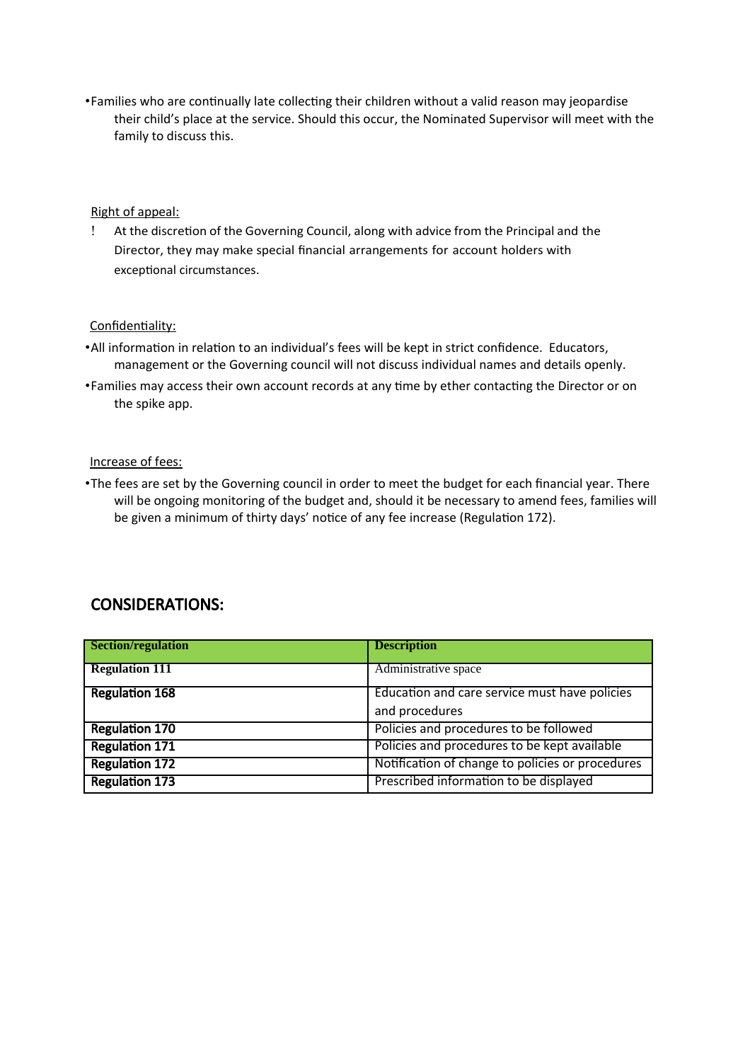- Families who are continually late collecting their children without a valid reason may jeopardise their child's place at the service. Should this occur, the Nominated Supervisor will meet with the family to discuss this.

Right of appeal:

! At the discretion of the Governing Council, along with advice from the Principal and the Director, they may make special financial arrangements for account holders with exceptional circumstances.

Confidentiality:

- All information in relation to an individual's fees will be kept in strict confidence. Educators, management or the Governing council will not discuss individual names and details openly.
- Families may access their own account records at any time by ether contacting the Director or on the spike app.

Increase of fees:

- The fees are set by the Governing council in order to meet the budget for each financial year. There will be ongoing monitoring of the budget and, should it be necessary to amend fees, families will be given a minimum of thirty days' notice of any fee increase (Regulation 172).

## CONSIDERATIONS:

| Section/regulation | Description |
|---|---|
| **Regulation 111** | Administrative space |
| **Regulation 168** | Education and care service must have policies and procedures |
| **Regulation 170** | Policies and procedures to be followed |
| **Regulation 171** | Policies and procedures to be kept available |
| **Regulation 172** | Notification of change to policies or procedures |
| **Regulation 173** | Prescribed information to be displayed |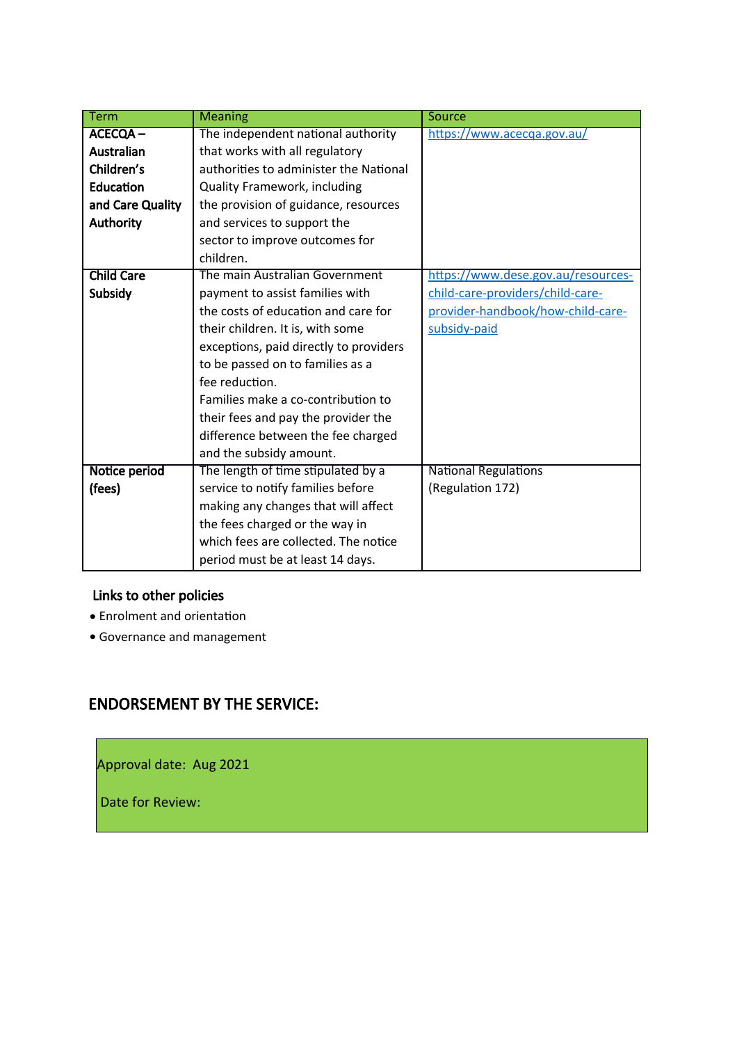| Term | Meaning | Source |
|---|---|---|
| **ACECQA – Australian Children's Education and Care Quality Authority** | The independent national authority that works with all regulatory authorities to administer the National Quality Framework, including the provision of guidance, resources and services to support the sector to improve outcomes for children. | https://www.acecqa.gov.au/ |
| **Child Care Subsidy** | The main Australian Government payment to assist families with the costs of education and care for their children. It is, with some exceptions, paid directly to providers to be passed on to families as a fee reduction. Families make a co-contribution to their fees and pay the provider the difference between the fee charged and the subsidy amount. | https://www.dese.gov.au/resources-child-care-providers/child-care-provider-handbook/how-child-care-subsidy-paid |
| **Notice period (fees)** | The length of time stipulated by a service to notify families before making any changes that will affect the fees charged or the way in which fees are collected. The notice period must be at least 14 days. | National Regulations (Regulation 172) |

## Links to other policies

- Enrolment and orientation
- Governance and management

## ENDORSEMENT BY THE SERVICE:

Approval date: Aug 2021

Date for Review: